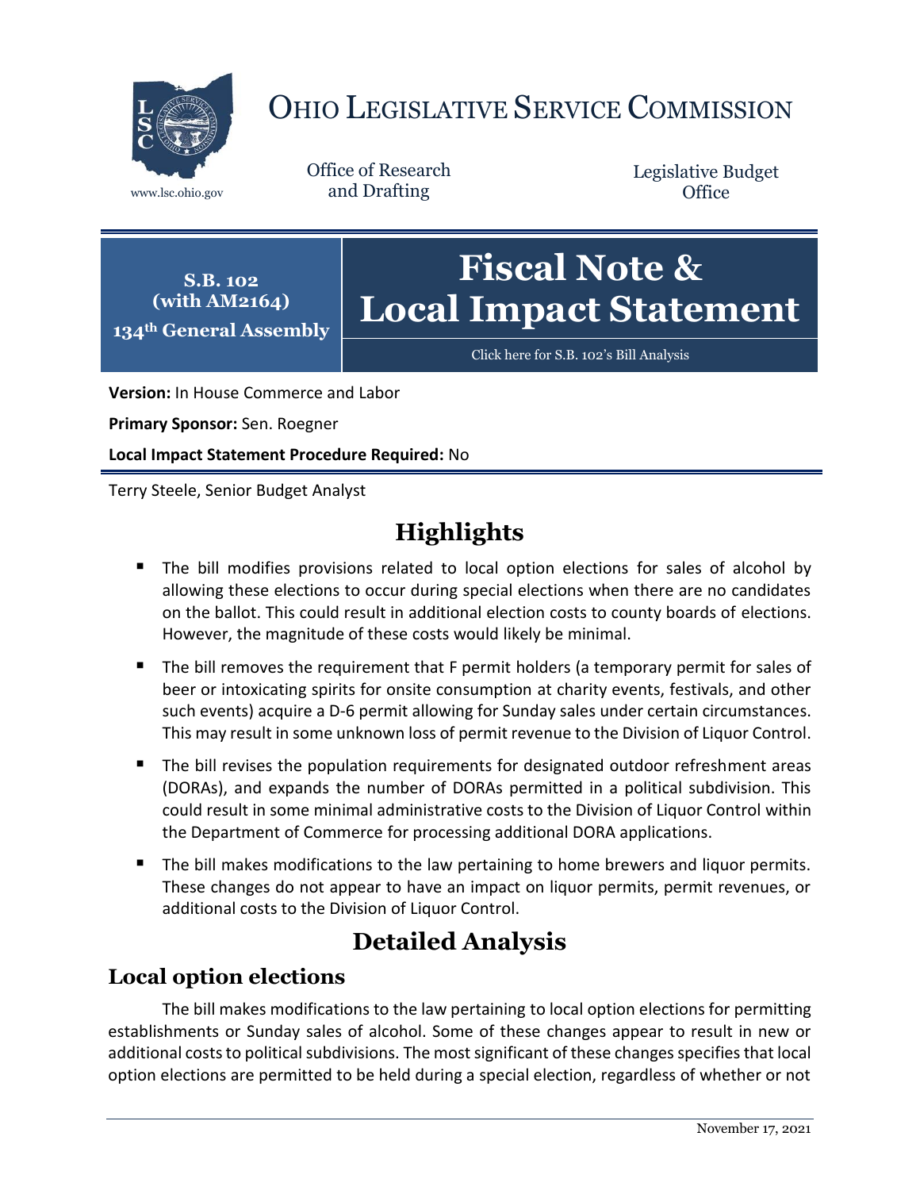# OHIO LEGISLATIVE SERVICE COMMISSION

www.lsc.ohio.gov

Office of Research and Drafting

Legislative Budget Office

**S.B. 102 (with AM2164)**
**134th General Assembly**

# Fiscal Note & Local Impact Statement

Click here for S.B. 102's Bill Analysis

**Version:** In House Commerce and Labor

**Primary Sponsor:** Sen. Roegner

**Local Impact Statement Procedure Required:** No

Terry Steele, Senior Budget Analyst

## Highlights

- The bill modifies provisions related to local option elections for sales of alcohol by allowing these elections to occur during special elections when there are no candidates on the ballot. This could result in additional election costs to county boards of elections. However, the magnitude of these costs would likely be minimal.
- The bill removes the requirement that F permit holders (a temporary permit for sales of beer or intoxicating spirits for onsite consumption at charity events, festivals, and other such events) acquire a D-6 permit allowing for Sunday sales under certain circumstances. This may result in some unknown loss of permit revenue to the Division of Liquor Control.
- The bill revises the population requirements for designated outdoor refreshment areas (DORAs), and expands the number of DORAs permitted in a political subdivision. This could result in some minimal administrative costs to the Division of Liquor Control within the Department of Commerce for processing additional DORA applications.
- The bill makes modifications to the law pertaining to home brewers and liquor permits. These changes do not appear to have an impact on liquor permits, permit revenues, or additional costs to the Division of Liquor Control.

## Detailed Analysis

### Local option elections

The bill makes modifications to the law pertaining to local option elections for permitting establishments or Sunday sales of alcohol. Some of these changes appear to result in new or additional costs to political subdivisions. The most significant of these changes specifies that local option elections are permitted to be held during a special election, regardless of whether or not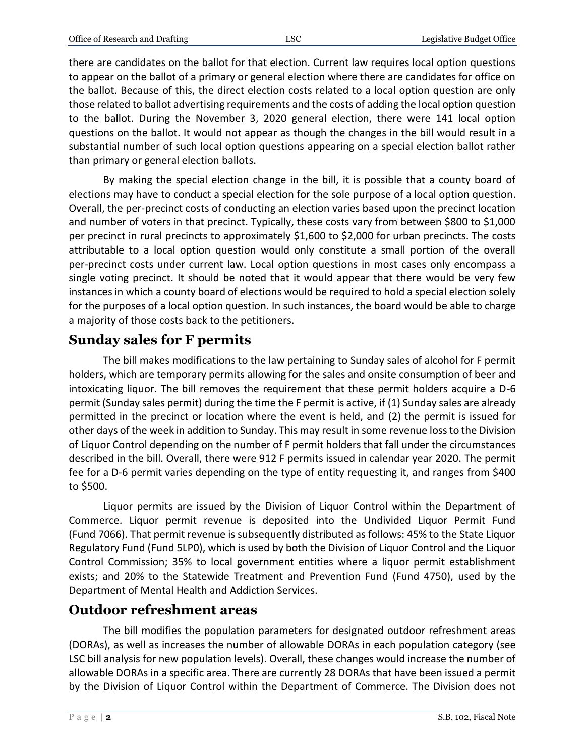there are candidates on the ballot for that election. Current law requires local option questions to appear on the ballot of a primary or general election where there are candidates for office on the ballot. Because of this, the direct election costs related to a local option question are only those related to ballot advertising requirements and the costs of adding the local option question to the ballot. During the November 3, 2020 general election, there were 141 local option questions on the ballot. It would not appear as though the changes in the bill would result in a substantial number of such local option questions appearing on a special election ballot rather than primary or general election ballots.

By making the special election change in the bill, it is possible that a county board of elections may have to conduct a special election for the sole purpose of a local option question. Overall, the per-precinct costs of conducting an election varies based upon the precinct location and number of voters in that precinct. Typically, these costs vary from between $800 to $1,000 per precinct in rural precincts to approximately $1,600 to $2,000 for urban precincts. The costs attributable to a local option question would only constitute a small portion of the overall per-precinct costs under current law. Local option questions in most cases only encompass a single voting precinct. It should be noted that it would appear that there would be very few instances in which a county board of elections would be required to hold a special election solely for the purposes of a local option question. In such instances, the board would be able to charge a majority of those costs back to the petitioners.

## Sunday sales for F permits

The bill makes modifications to the law pertaining to Sunday sales of alcohol for F permit holders, which are temporary permits allowing for the sales and onsite consumption of beer and intoxicating liquor. The bill removes the requirement that these permit holders acquire a D-6 permit (Sunday sales permit) during the time the F permit is active, if (1) Sunday sales are already permitted in the precinct or location where the event is held, and (2) the permit is issued for other days of the week in addition to Sunday. This may result in some revenue loss to the Division of Liquor Control depending on the number of F permit holders that fall under the circumstances described in the bill. Overall, there were 912 F permits issued in calendar year 2020. The permit fee for a D-6 permit varies depending on the type of entity requesting it, and ranges from $400 to $500.

Liquor permits are issued by the Division of Liquor Control within the Department of Commerce. Liquor permit revenue is deposited into the Undivided Liquor Permit Fund (Fund 7066). That permit revenue is subsequently distributed as follows: 45% to the State Liquor Regulatory Fund (Fund 5LP0), which is used by both the Division of Liquor Control and the Liquor Control Commission; 35% to local government entities where a liquor permit establishment exists; and 20% to the Statewide Treatment and Prevention Fund (Fund 4750), used by the Department of Mental Health and Addiction Services.

## Outdoor refreshment areas

The bill modifies the population parameters for designated outdoor refreshment areas (DORAs), as well as increases the number of allowable DORAs in each population category (see LSC bill analysis for new population levels). Overall, these changes would increase the number of allowable DORAs in a specific area. There are currently 28 DORAs that have been issued a permit by the Division of Liquor Control within the Department of Commerce. The Division does not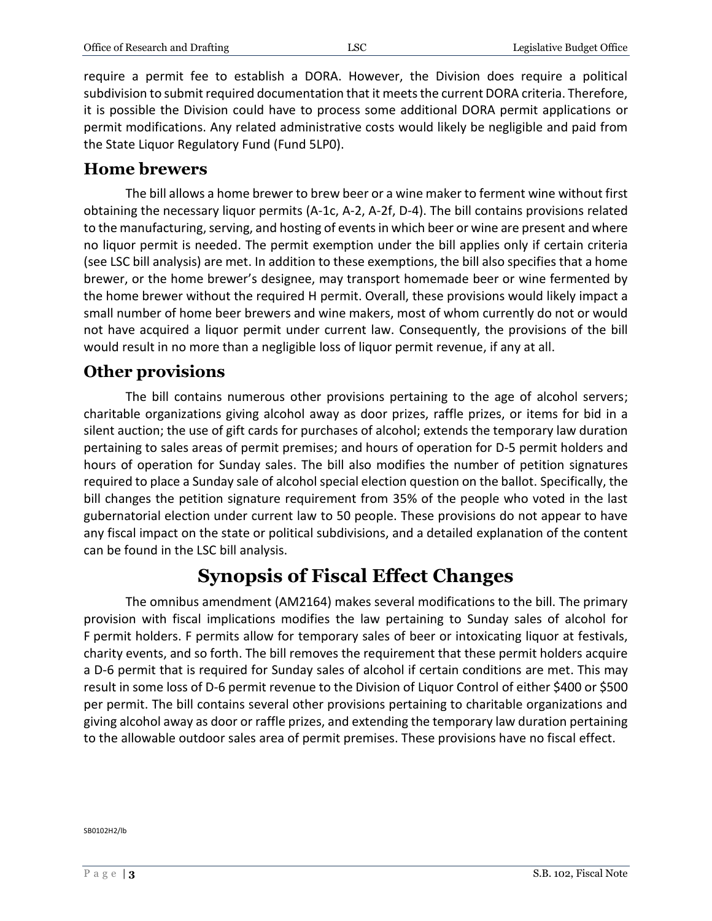require a permit fee to establish a DORA. However, the Division does require a political subdivision to submit required documentation that it meets the current DORA criteria. Therefore, it is possible the Division could have to process some additional DORA permit applications or permit modifications. Any related administrative costs would likely be negligible and paid from the State Liquor Regulatory Fund (Fund 5LP0).

## Home brewers

The bill allows a home brewer to brew beer or a wine maker to ferment wine without first obtaining the necessary liquor permits (A-1c, A-2, A-2f, D-4). The bill contains provisions related to the manufacturing, serving, and hosting of events in which beer or wine are present and where no liquor permit is needed. The permit exemption under the bill applies only if certain criteria (see LSC bill analysis) are met. In addition to these exemptions, the bill also specifies that a home brewer, or the home brewer's designee, may transport homemade beer or wine fermented by the home brewer without the required H permit. Overall, these provisions would likely impact a small number of home beer brewers and wine makers, most of whom currently do not or would not have acquired a liquor permit under current law. Consequently, the provisions of the bill would result in no more than a negligible loss of liquor permit revenue, if any at all.

## Other provisions

The bill contains numerous other provisions pertaining to the age of alcohol servers; charitable organizations giving alcohol away as door prizes, raffle prizes, or items for bid in a silent auction; the use of gift cards for purchases of alcohol; extends the temporary law duration pertaining to sales areas of permit premises; and hours of operation for D-5 permit holders and hours of operation for Sunday sales. The bill also modifies the number of petition signatures required to place a Sunday sale of alcohol special election question on the ballot. Specifically, the bill changes the petition signature requirement from 35% of the people who voted in the last gubernatorial election under current law to 50 people. These provisions do not appear to have any fiscal impact on the state or political subdivisions, and a detailed explanation of the content can be found in the LSC bill analysis.

# Synopsis of Fiscal Effect Changes

The omnibus amendment (AM2164) makes several modifications to the bill. The primary provision with fiscal implications modifies the law pertaining to Sunday sales of alcohol for F permit holders. F permits allow for temporary sales of beer or intoxicating liquor at festivals, charity events, and so forth. The bill removes the requirement that these permit holders acquire a D-6 permit that is required for Sunday sales of alcohol if certain conditions are met. This may result in some loss of D-6 permit revenue to the Division of Liquor Control of either $400 or $500 per permit. The bill contains several other provisions pertaining to charitable organizations and giving alcohol away as door or raffle prizes, and extending the temporary law duration pertaining to the allowable outdoor sales area of permit premises. These provisions have no fiscal effect.

SB0102H2/lb